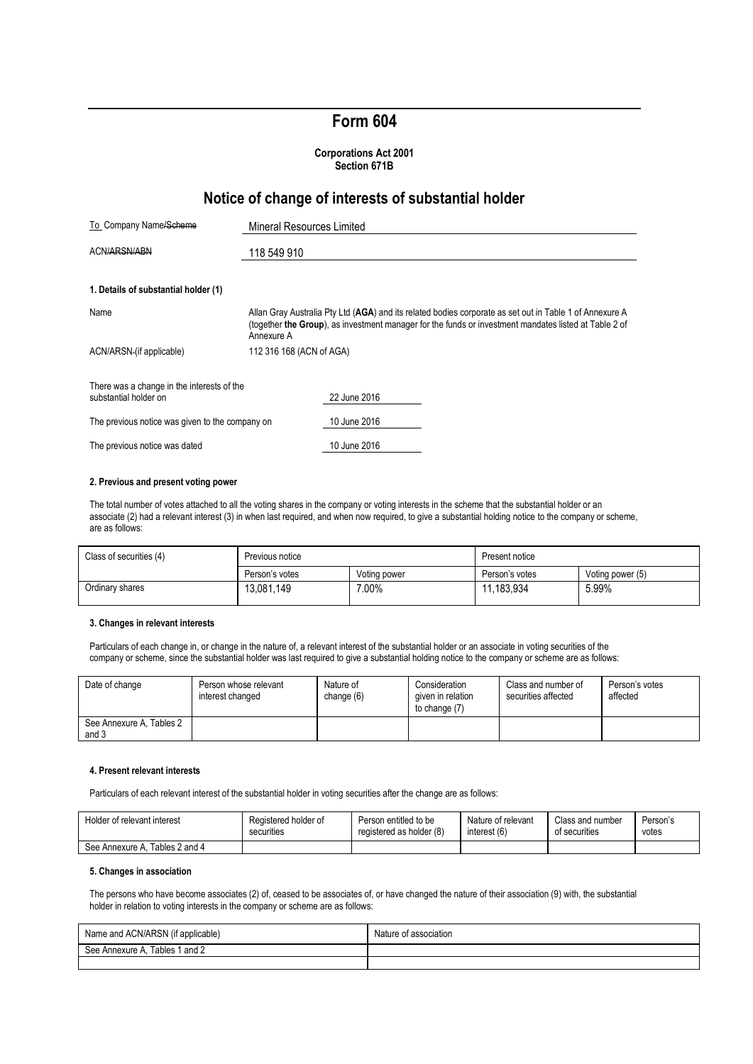# Form 604

**Corporations Act 2001**
**Section 671B**

## Notice of change of interests of substantial holder

| To Company Name/~~Scheme~~ | Mineral Resources Limited |
|---|---|
| ACN/~~ARSN/ABN~~ | 118 549 910 |

**1. Details of substantial holder (1)**

| | |
|---|---|
| Name | Allan Gray Australia Pty Ltd (**AGA**) and its related bodies corporate as set out in Table 1 of Annexure A (together **the Group**), as investment manager for the funds or investment mandates listed at Table 2 of Annexure A |
| ACN/ARSN (if applicable) | 112 316 168 (ACN of AGA) |

| | |
|---|---|
| There was a change in the interests of the substantial holder on | 22 June 2016 |
| The previous notice was given to the company on | 10 June 2016 |
| The previous notice was dated | 10 June 2016 |

**2. Previous and present voting power**

The total number of votes attached to all the voting shares in the company or voting interests in the scheme that the substantial holder or an associate (2) had a relevant interest (3) in when last required, and when now required, to give a substantial holding notice to the company or scheme, are as follows:

| Class of securities (4) | Previous notice | | Present notice | |
|---|---|---|---|---|
| | Person's votes | Voting power | Person's votes | Voting power (5) |
| Ordinary shares | 13,081,149 | 7.00% | 11,183,934 | 5.99% |

**3. Changes in relevant interests**

Particulars of each change in, or change in the nature of, a relevant interest of the substantial holder or an associate in voting securities of the company or scheme, since the substantial holder was last required to give a substantial holding notice to the company or scheme are as follows:

| Date of change | Person whose relevant interest changed | Nature of change (6) | Consideration given in relation to change (7) | Class and number of securities affected | Person's votes affected |
|---|---|---|---|---|---|
| See Annexure A, Tables 2 and 3 | | | | | |

**4. Present relevant interests**

Particulars of each relevant interest of the substantial holder in voting securities after the change are as follows:

| Holder of relevant interest | Registered holder of securities | Person entitled to be registered as holder (8) | Nature of relevant interest (6) | Class and number of securities | Person's votes |
|---|---|---|---|---|---|
| See Annexure A, Tables 2 and 4 | | | | | |

**5. Changes in association**

The persons who have become associates (2) of, ceased to be associates of, or have changed the nature of their association (9) with, the substantial holder in relation to voting interests in the company or scheme are as follows:

| Name and ACN/ARSN (if applicable) | Nature of association |
|---|---|
| See Annexure A, Tables 1 and 2 | |
| | |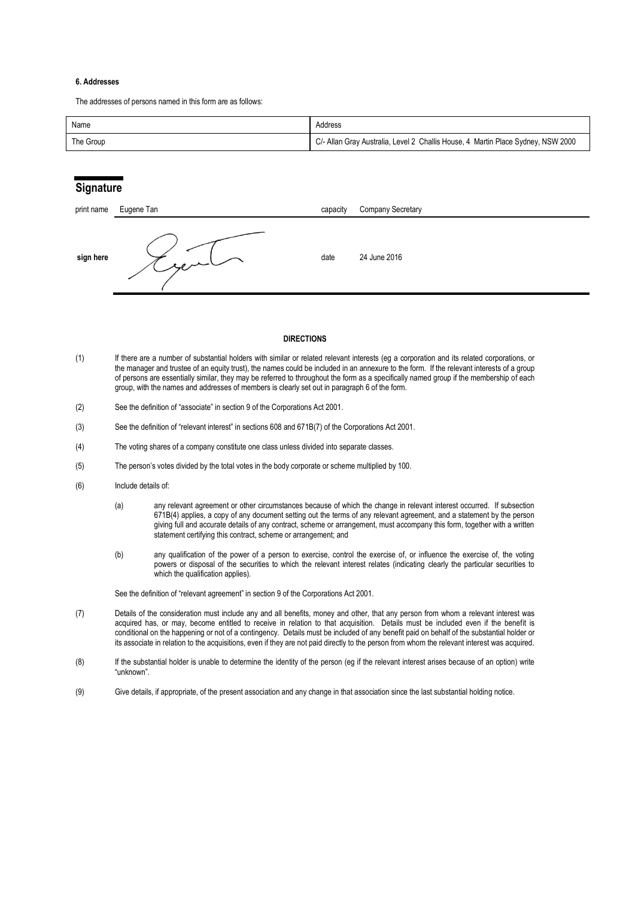**6. Addresses**

The addresses of persons named in this form are as follows:

| Name | Address |
| --- | --- |
| The Group | C/- Allan Gray Australia, Level 2 Challis House, 4 Martin Place Sydney, NSW 2000 |

## Signature

| print name | Eugene Tan | capacity | Company Secretary |
| --- | --- | --- | --- |
| **sign here** | | date | 24 June 2016 |

**DIRECTIONS**

(1) If there are a number of substantial holders with similar or related relevant interests (eg a corporation and its related corporations, or the manager and trustee of an equity trust), the names could be included in an annexure to the form. If the relevant interests of a group of persons are essentially similar, they may be referred to throughout the form as a specifically named group if the membership of each group, with the names and addresses of members is clearly set out in paragraph 6 of the form.

(2) See the definition of "associate" in section 9 of the Corporations Act 2001.

(3) See the definition of "relevant interest" in sections 608 and 671B(7) of the Corporations Act 2001.

(4) The voting shares of a company constitute one class unless divided into separate classes.

(5) The person's votes divided by the total votes in the body corporate or scheme multiplied by 100.

(6) Include details of:

(a) any relevant agreement or other circumstances because of which the change in relevant interest occurred. If subsection 671B(4) applies, a copy of any document setting out the terms of any relevant agreement, and a statement by the person giving full and accurate details of any contract, scheme or arrangement, must accompany this form, together with a written statement certifying this contract, scheme or arrangement; and

(b) any qualification of the power of a person to exercise, control the exercise of, or influence the exercise of, the voting powers or disposal of the securities to which the relevant interest relates (indicating clearly the particular securities to which the qualification applies).

See the definition of "relevant agreement" in section 9 of the Corporations Act 2001.

(7) Details of the consideration must include any and all benefits, money and other, that any person from whom a relevant interest was acquired has, or may, become entitled to receive in relation to that acquisition. Details must be included even if the benefit is conditional on the happening or not of a contingency. Details must be included of any benefit paid on behalf of the substantial holder or its associate in relation to the acquisitions, even if they are not paid directly to the person from whom the relevant interest was acquired.

(8) If the substantial holder is unable to determine the identity of the person (eg if the relevant interest arises because of an option) write "unknown".

(9) Give details, if appropriate, of the present association and any change in that association since the last substantial holding notice.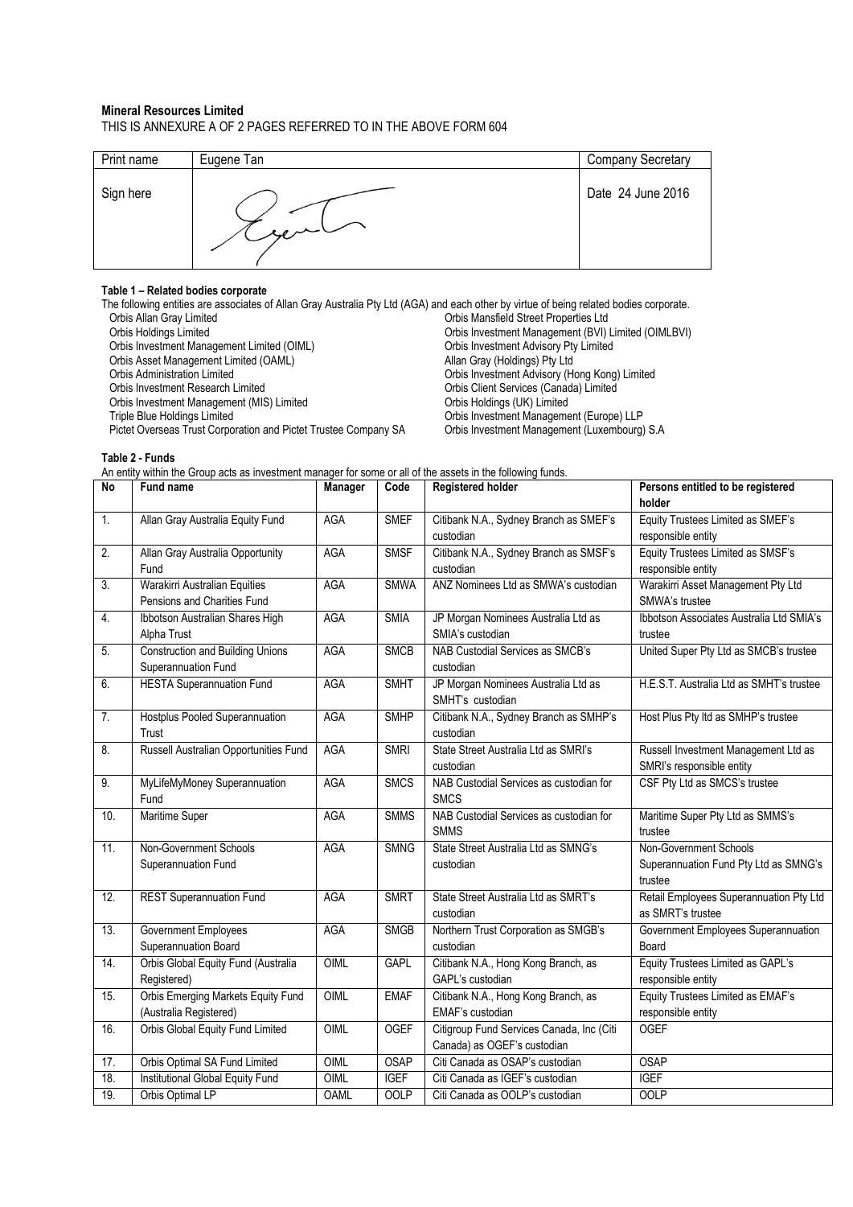**Mineral Resources Limited**

THIS IS ANNEXURE A OF 2 PAGES REFERRED TO IN THE ABOVE FORM 604

| Print name | Eugene Tan | Company Secretary |
|---|---|---|
| Sign here | | Date 24 June 2016 |

**Table 1 – Related bodies corporate**

The following entities are associates of Allan Gray Australia Pty Ltd (AGA) and each other by virtue of being related bodies corporate.

- Orbis Allan Gray Limited
- Orbis Holdings Limited
- Orbis Investment Management Limited (OIML)
- Orbis Asset Management Limited (OAML)
- Orbis Administration Limited
- Orbis Investment Research Limited
- Orbis Investment Management (MIS) Limited
- Triple Blue Holdings Limited
- Pictet Overseas Trust Corporation and Pictet Trustee Company SA
- Orbis Mansfield Street Properties Ltd
- Orbis Investment Management (BVI) Limited (OIMLBVI)
- Orbis Investment Advisory Pty Limited
- Allan Gray (Holdings) Pty Ltd
- Orbis Investment Advisory (Hong Kong) Limited
- Orbis Client Services (Canada) Limited
- Orbis Holdings (UK) Limited
- Orbis Investment Management (Europe) LLP
- Orbis Investment Management (Luxembourg) S.A

**Table 2 - Funds**

An entity within the Group acts as investment manager for some or all of the assets in the following funds.

| No | Fund name | Manager | Code | Registered holder | Persons entitled to be registered holder |
|---|---|---|---|---|---|
| 1. | Allan Gray Australia Equity Fund | AGA | SMEF | Citibank N.A., Sydney Branch as SMEF's custodian | Equity Trustees Limited as SMEF's responsible entity |
| 2. | Allan Gray Australia Opportunity Fund | AGA | SMSF | Citibank N.A., Sydney Branch as SMSF's custodian | Equity Trustees Limited as SMSF's responsible entity |
| 3. | Warakirri Australian Equities Pensions and Charities Fund | AGA | SMWA | ANZ Nominees Ltd as SMWA's custodian | Warakirri Asset Management Pty Ltd SMWA's trustee |
| 4. | Ibbotson Australian Shares High Alpha Trust | AGA | SMIA | JP Morgan Nominees Australia Ltd as SMIA's custodian | Ibbotson Associates Australia Ltd SMIA's trustee |
| 5. | Construction and Building Unions Superannuation Fund | AGA | SMCB | NAB Custodial Services as SMCB's custodian | United Super Pty Ltd as SMCB's trustee |
| 6. | HESTA Superannuation Fund | AGA | SMHT | JP Morgan Nominees Australia Ltd as SMHT's custodian | H.E.S.T. Australia Ltd as SMHT's trustee |
| 7. | Hostplus Pooled Superannuation Trust | AGA | SMHP | Citibank N.A., Sydney Branch as SMHP's custodian | Host Plus Pty ltd as SMHP's trustee |
| 8. | Russell Australian Opportunities Fund | AGA | SMRI | State Street Australia Ltd as SMRI's custodian | Russell Investment Management Ltd as SMRI's responsible entity |
| 9. | MyLifeMyMoney Superannuation Fund | AGA | SMCS | NAB Custodial Services as custodian for SMCS | CSF Pty Ltd as SMCS's trustee |
| 10. | Maritime Super | AGA | SMMS | NAB Custodial Services as custodian for SMMS | Maritime Super Pty Ltd as SMMS's trustee |
| 11. | Non-Government Schools Superannuation Fund | AGA | SMNG | State Street Australia Ltd as SMNG's custodian | Non-Government Schools Superannuation Fund Pty Ltd as SMNG's trustee |
| 12. | REST Superannuation Fund | AGA | SMRT | State Street Australia Ltd as SMRT's custodian | Retail Employees Superannuation Pty Ltd as SMRT's trustee |
| 13. | Government Employees Superannuation Board | AGA | SMGB | Northern Trust Corporation as SMGB's custodian | Government Employees Superannuation Board |
| 14. | Orbis Global Equity Fund (Australia Registered) | OIML | GAPL | Citibank N.A., Hong Kong Branch, as GAPL's custodian | Equity Trustees Limited as GAPL's responsible entity |
| 15. | Orbis Emerging Markets Equity Fund (Australia Registered) | OIML | EMAF | Citibank N.A., Hong Kong Branch, as EMAF's custodian | Equity Trustees Limited as EMAF's responsible entity |
| 16. | Orbis Global Equity Fund Limited | OIML | OGEF | Citigroup Fund Services Canada, Inc (Citi Canada) as OGEF's custodian | OGEF |
| 17. | Orbis Optimal SA Fund Limited | OIML | OSAP | Citi Canada as OSAP's custodian | OSAP |
| 18. | Institutional Global Equity Fund | OIML | IGEF | Citi Canada as IGEF's custodian | IGEF |
| 19. | Orbis Optimal LP | OAML | OOLP | Citi Canada as OOLP's custodian | OOLP |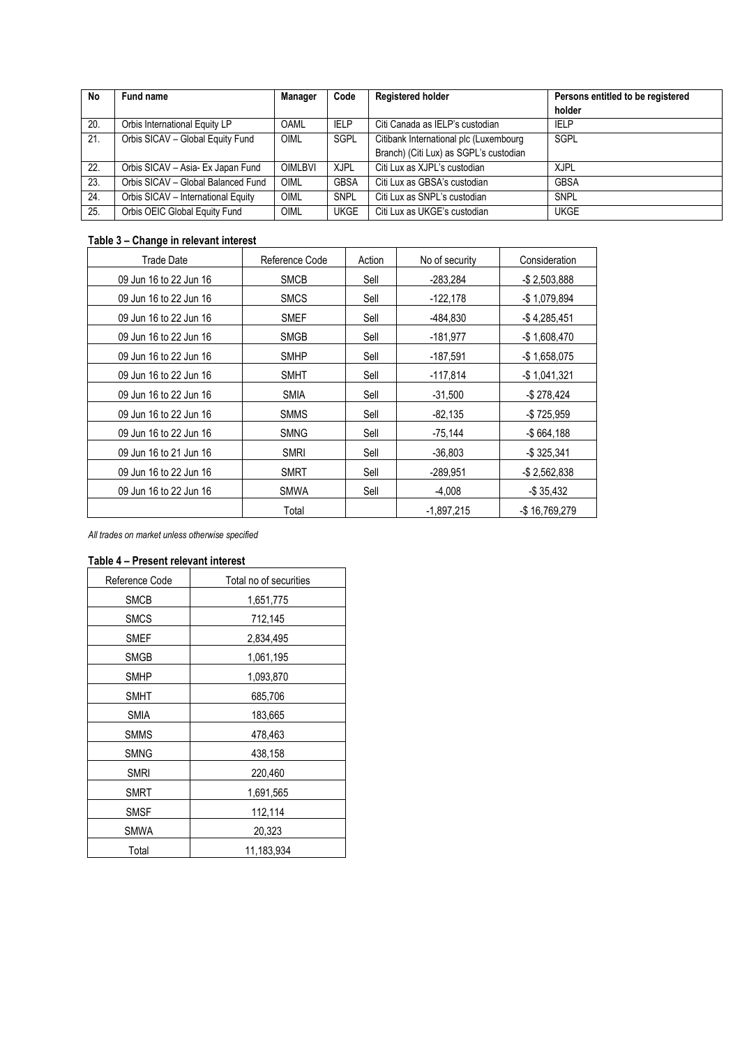| No | Fund name | Manager | Code | Registered holder | Persons entitled to be registered holder |
|---|---|---|---|---|---|
| 20. | Orbis International Equity LP | OAML | IELP | Citi Canada as IELP's custodian | IELP |
| 21. | Orbis SICAV – Global Equity Fund | OIML | SGPL | Citibank International plc (Luxembourg Branch) (Citi Lux) as SGPL's custodian | SGPL |
| 22. | Orbis SICAV – Asia- Ex Japan Fund | OIMLBVI | XJPL | Citi Lux as XJPL's custodian | XJPL |
| 23. | Orbis SICAV – Global Balanced Fund | OIML | GBSA | Citi Lux as GBSA's custodian | GBSA |
| 24. | Orbis SICAV – International Equity | OIML | SNPL | Citi Lux as SNPL's custodian | SNPL |
| 25. | Orbis OEIC Global Equity Fund | OIML | UKGE | Citi Lux as UKGE's custodian | UKGE |

### Table 3 – Change in relevant interest

| Trade Date | Reference Code | Action | No of security | Consideration |
|---|---|---|---|---|
| 09 Jun 16 to 22 Jun 16 | SMCB | Sell | -283,284 | -$ 2,503,888 |
| 09 Jun 16 to 22 Jun 16 | SMCS | Sell | -122,178 | -$ 1,079,894 |
| 09 Jun 16 to 22 Jun 16 | SMEF | Sell | -484,830 | -$ 4,285,451 |
| 09 Jun 16 to 22 Jun 16 | SMGB | Sell | -181,977 | -$ 1,608,470 |
| 09 Jun 16 to 22 Jun 16 | SMHP | Sell | -187,591 | -$ 1,658,075 |
| 09 Jun 16 to 22 Jun 16 | SMHT | Sell | -117,814 | -$ 1,041,321 |
| 09 Jun 16 to 22 Jun 16 | SMIA | Sell | -31,500 | -$ 278,424 |
| 09 Jun 16 to 22 Jun 16 | SMMS | Sell | -82,135 | -$ 725,959 |
| 09 Jun 16 to 22 Jun 16 | SMNG | Sell | -75,144 | -$ 664,188 |
| 09 Jun 16 to 21 Jun 16 | SMRI | Sell | -36,803 | -$ 325,341 |
| 09 Jun 16 to 22 Jun 16 | SMRT | Sell | -289,951 | -$ 2,562,838 |
| 09 Jun 16 to 22 Jun 16 | SMWA | Sell | -4,008 | -$ 35,432 |
| | Total | | -1,897,215 | -$ 16,769,279 |

*All trades on market unless otherwise specified*

### Table 4 – Present relevant interest

| Reference Code | Total no of securities |
|---|---|
| SMCB | 1,651,775 |
| SMCS | 712,145 |
| SMEF | 2,834,495 |
| SMGB | 1,061,195 |
| SMHP | 1,093,870 |
| SMHT | 685,706 |
| SMIA | 183,665 |
| SMMS | 478,463 |
| SMNG | 438,158 |
| SMRI | 220,460 |
| SMRT | 1,691,565 |
| SMSF | 112,114 |
| SMWA | 20,323 |
| Total | 11,183,934 |